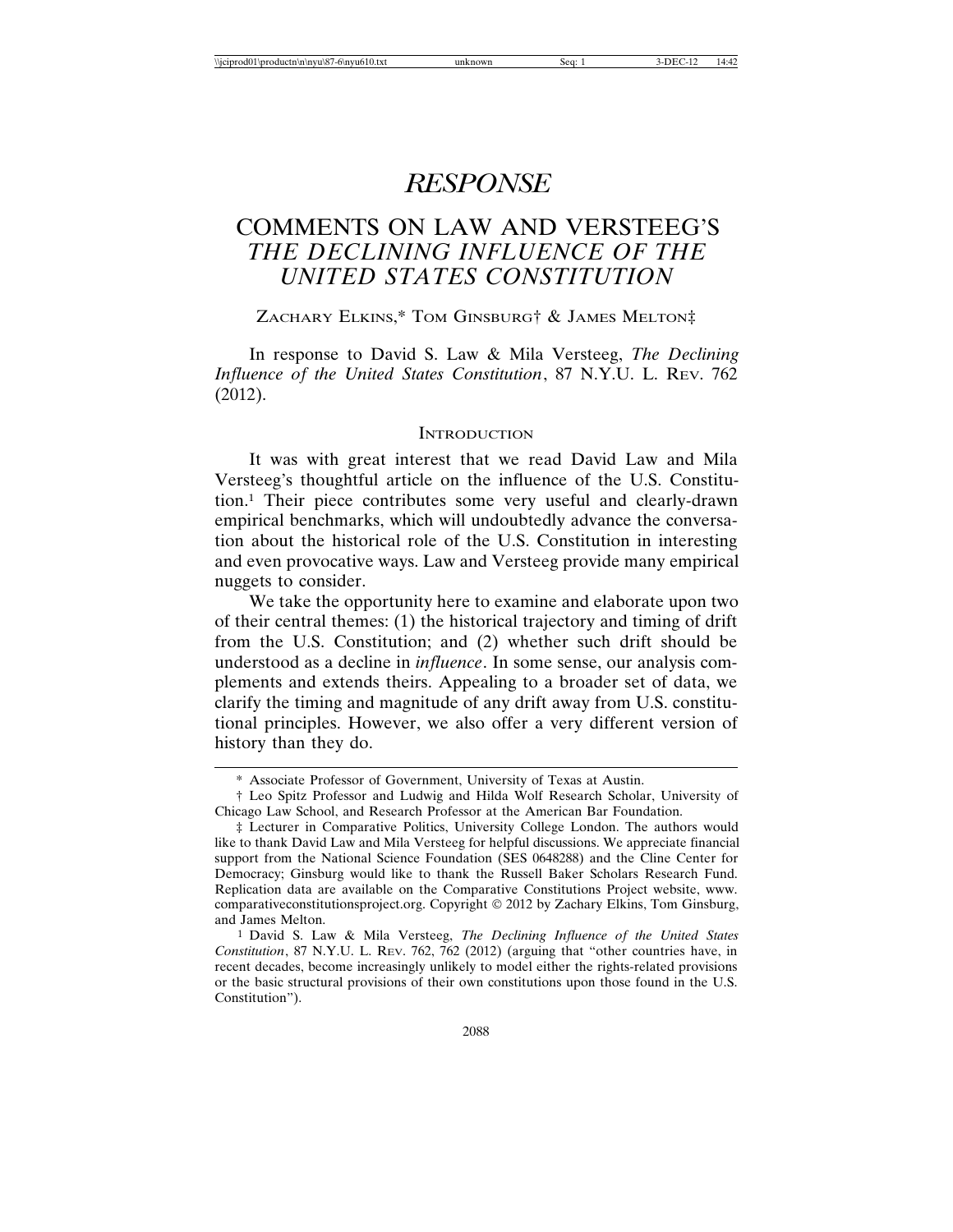# *RESPONSE*

## COMMENTS ON LAW AND VERSTEEG'S *THE DECLINING INFLUENCE OF THE UNITED STATES CONSTITUTION*

ZACHARY ELKINS,* TOM GINSBURG† & JAMES MELTON‡

In response to David S. Law & Mila Versteeg, *The Declining Influence of the United States Constitution*, 87 N.Y.U. L. REV. 762 (2012).

### INTRODUCTION

It was with great interest that we read David Law and Mila Versteeg's thoughtful article on the influence of the U.S. Constitution.[1] Their piece contributes some very useful and clearly-drawn empirical benchmarks, which will undoubtedly advance the conversation about the historical role of the U.S. Constitution in interesting and even provocative ways. Law and Versteeg provide many empirical nuggets to consider.

We take the opportunity here to examine and elaborate upon two of their central themes: (1) the historical trajectory and timing of drift from the U.S. Constitution; and (2) whether such drift should be understood as a decline in *influence*. In some sense, our analysis complements and extends theirs. Appealing to a broader set of data, we clarify the timing and magnitude of any drift away from U.S. constitutional principles. However, we also offer a very different version of history than they do.

---

\* Associate Professor of Government, University of Texas at Austin.

† Leo Spitz Professor and Ludwig and Hilda Wolf Research Scholar, University of Chicago Law School, and Research Professor at the American Bar Foundation.

‡ Lecturer in Comparative Politics, University College London. The authors would like to thank David Law and Mila Versteeg for helpful discussions. We appreciate financial support from the National Science Foundation (SES 0648288) and the Cline Center for Democracy; Ginsburg would like to thank the Russell Baker Scholars Research Fund. Replication data are available on the Comparative Constitutions Project website, www.comparativeconstitutionsproject.org. Copyright © 2012 by Zachary Elkins, Tom Ginsburg, and James Melton.

[1] David S. Law & Mila Versteeg, *The Declining Influence of the United States Constitution*, 87 N.Y.U. L. REV. 762, 762 (2012) (arguing that "other countries have, in recent decades, become increasingly unlikely to model either the rights-related provisions or the basic structural provisions of their own constitutions upon those found in the U.S. Constitution").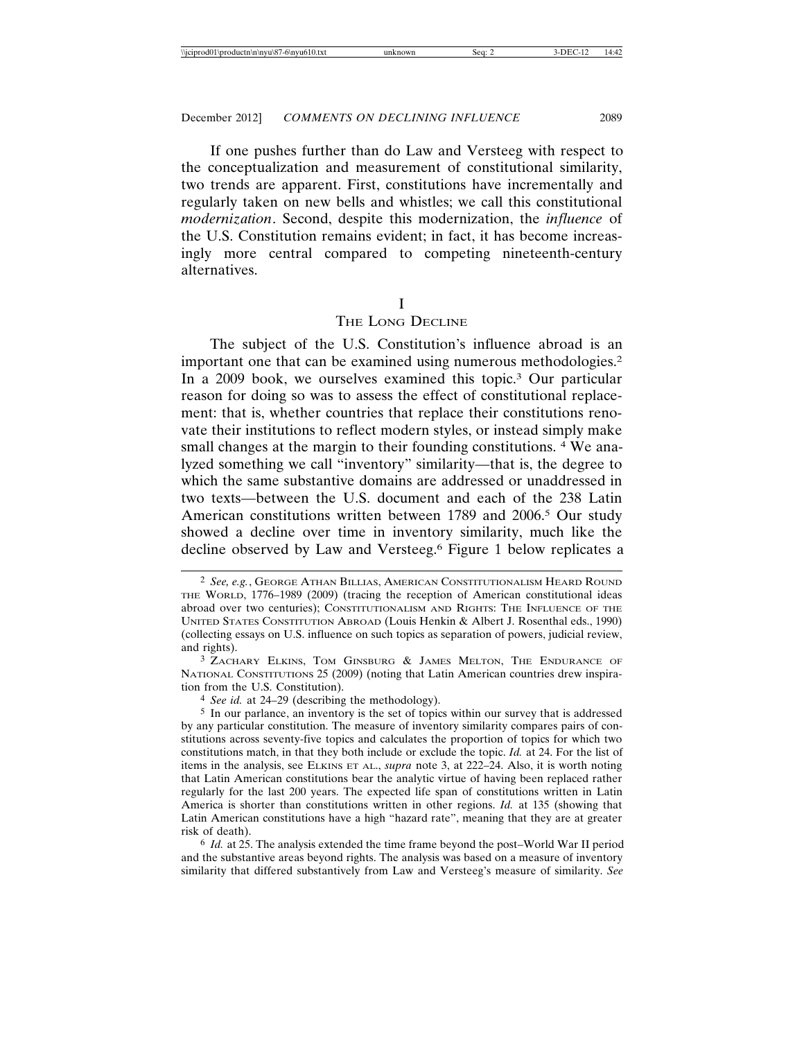If one pushes further than do Law and Versteeg with respect to the conceptualization and measurement of constitutional similarity, two trends are apparent. First, constitutions have incrementally and regularly taken on new bells and whistles; we call this constitutional *modernization*. Second, despite this modernization, the *influence* of the U.S. Constitution remains evident; in fact, it has become increasingly more central compared to competing nineteenth-century alternatives.

## I
## THE LONG DECLINE

The subject of the U.S. Constitution's influence abroad is an important one that can be examined using numerous methodologies.[2] In a 2009 book, we ourselves examined this topic.[3] Our particular reason for doing so was to assess the effect of constitutional replacement: that is, whether countries that replace their constitutions renovate their institutions to reflect modern styles, or instead simply make small changes at the margin to their founding constitutions. [4] We analyzed something we call "inventory" similarity—that is, the degree to which the same substantive domains are addressed or unaddressed in two texts—between the U.S. document and each of the 238 Latin American constitutions written between 1789 and 2006.[5] Our study showed a decline over time in inventory similarity, much like the decline observed by Law and Versteeg.[6] Figure 1 below replicates a

---

[2] *See, e.g.*, GEORGE ATHAN BILLIAS, AMERICAN CONSTITUTIONALISM HEARD ROUND THE WORLD, 1776–1989 (2009) (tracing the reception of American constitutional ideas abroad over two centuries); CONSTITUTIONALISM AND RIGHTS: THE INFLUENCE OF THE UNITED STATES CONSTITUTION ABROAD (Louis Henkin & Albert J. Rosenthal eds., 1990) (collecting essays on U.S. influence on such topics as separation of powers, judicial review, and rights).

[3] ZACHARY ELKINS, TOM GINSBURG & JAMES MELTON, THE ENDURANCE OF NATIONAL CONSTITUTIONS 25 (2009) (noting that Latin American countries drew inspiration from the U.S. Constitution).

[4] *See id.* at 24–29 (describing the methodology).

[5] In our parlance, an inventory is the set of topics within our survey that is addressed by any particular constitution. The measure of inventory similarity compares pairs of constitutions across seventy-five topics and calculates the proportion of topics for which two constitutions match, in that they both include or exclude the topic. *Id.* at 24. For the list of items in the analysis, see ELKINS ET AL., *supra* note 3, at 222–24. Also, it is worth noting that Latin American constitutions bear the analytic virtue of having been replaced rather regularly for the last 200 years. The expected life span of constitutions written in Latin America is shorter than constitutions written in other regions. *Id.* at 135 (showing that Latin American constitutions have a high "hazard rate", meaning that they are at greater risk of death).

[6] *Id.* at 25. The analysis extended the time frame beyond the post–World War II period and the substantive areas beyond rights. The analysis was based on a measure of inventory similarity that differed substantively from Law and Versteeg's measure of similarity. *See*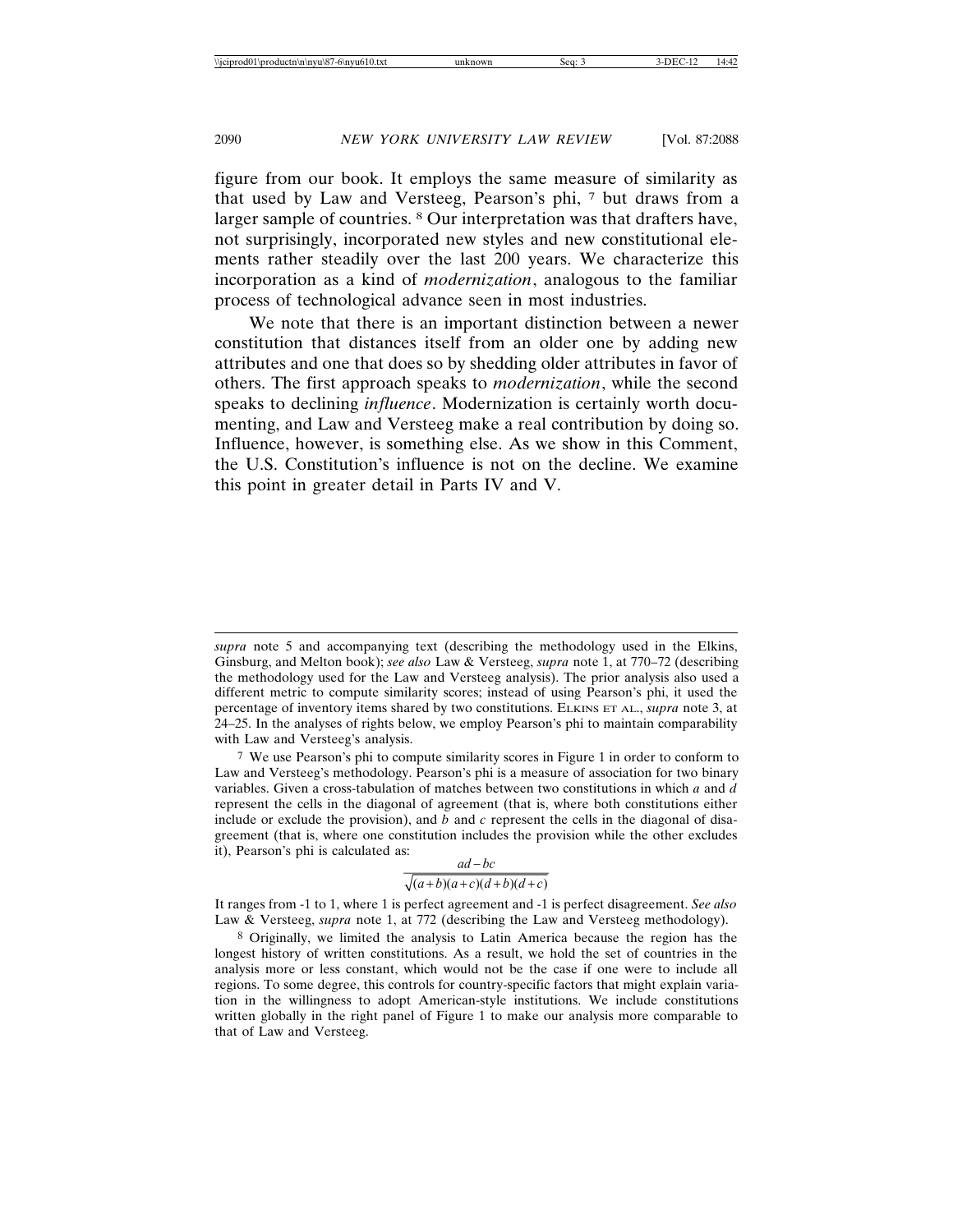figure from our book. It employs the same measure of similarity as that used by Law and Versteeg, Pearson's phi, [7] but draws from a larger sample of countries. [8] Our interpretation was that drafters have, not surprisingly, incorporated new styles and new constitutional elements rather steadily over the last 200 years. We characterize this incorporation as a kind of *modernization*, analogous to the familiar process of technological advance seen in most industries.

We note that there is an important distinction between a newer constitution that distances itself from an older one by adding new attributes and one that does so by shedding older attributes in favor of others. The first approach speaks to *modernization*, while the second speaks to declining *influence*. Modernization is certainly worth documenting, and Law and Versteeg make a real contribution by doing so. Influence, however, is something else. As we show in this Comment, the U.S. Constitution's influence is not on the decline. We examine this point in greater detail in Parts IV and V.

---

*supra* note 5 and accompanying text (describing the methodology used in the Elkins, Ginsburg, and Melton book); *see also* Law & Versteeg, *supra* note 1, at 770–72 (describing the methodology used for the Law and Versteeg analysis). The prior analysis also used a different metric to compute similarity scores; instead of using Pearson's phi, it used the percentage of inventory items shared by two constitutions. ELKINS ET AL., *supra* note 3, at 24–25. In the analyses of rights below, we employ Pearson's phi to maintain comparability with Law and Versteeg's analysis.

[7] We use Pearson's phi to compute similarity scores in Figure 1 in order to conform to Law and Versteeg's methodology. Pearson's phi is a measure of association for two binary variables. Given a cross-tabulation of matches between two constitutions in which $a$ and $d$ represent the cells in the diagonal of agreement (that is, where both constitutions either include or exclude the provision), and $b$ and $c$ represent the cells in the diagonal of disagreement (that is, where one constitution includes the provision while the other excludes it), Pearson's phi is calculated as:

$$\frac{ad-bc}{\sqrt{(a+b)(a+c)(d+b)(d+c)}}$$

It ranges from -1 to 1, where 1 is perfect agreement and -1 is perfect disagreement. *See also* Law & Versteeg, *supra* note 1, at 772 (describing the Law and Versteeg methodology).

[8] Originally, we limited the analysis to Latin America because the region has the longest history of written constitutions. As a result, we hold the set of countries in the analysis more or less constant, which would not be the case if one were to include all regions. To some degree, this controls for country-specific factors that might explain variation in the willingness to adopt American-style institutions. We include constitutions written globally in the right panel of Figure 1 to make our analysis more comparable to that of Law and Versteeg.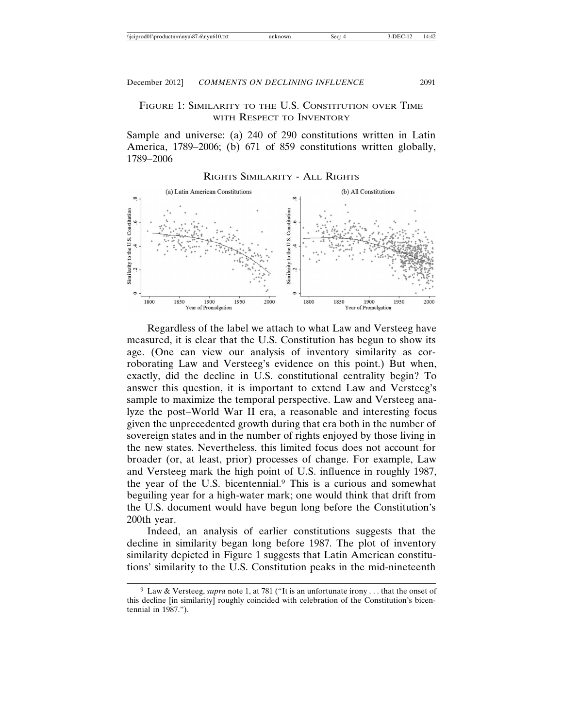### FIGURE 1: SIMILARITY TO THE U.S. CONSTITUTION OVER TIME WITH RESPECT TO INVENTORY

Sample and universe: (a) 240 of 290 constitutions written in Latin America, 1789–2006; (b) 671 of 859 constitutions written globally, 1789–2006

RIGHTS SIMILARITY - ALL RIGHTS

Regardless of the label we attach to what Law and Versteeg have measured, it is clear that the U.S. Constitution has begun to show its age. (One can view our analysis of inventory similarity as corroborating Law and Versteeg's evidence on this point.) But when, exactly, did the decline in U.S. constitutional centrality begin? To answer this question, it is important to extend Law and Versteeg's sample to maximize the temporal perspective. Law and Versteeg analyze the post–World War II era, a reasonable and interesting focus given the unprecedented growth during that era both in the number of sovereign states and in the number of rights enjoyed by those living in the new states. Nevertheless, this limited focus does not account for broader (or, at least, prior) processes of change. For example, Law and Versteeg mark the high point of U.S. influence in roughly 1987, the year of the U.S. bicentennial.[9] This is a curious and somewhat beguiling year for a high-water mark; one would think that drift from the U.S. document would have begun long before the Constitution's 200th year.

Indeed, an analysis of earlier constitutions suggests that the decline in similarity began long before 1987. The plot of inventory similarity depicted in Figure 1 suggests that Latin American constitutions' similarity to the U.S. Constitution peaks in the mid-nineteenth

[9] Law & Versteeg, *supra* note 1, at 781 ("It is an unfortunate irony . . . that the onset of this decline [in similarity] roughly coincided with celebration of the Constitution's bicentennial in 1987.").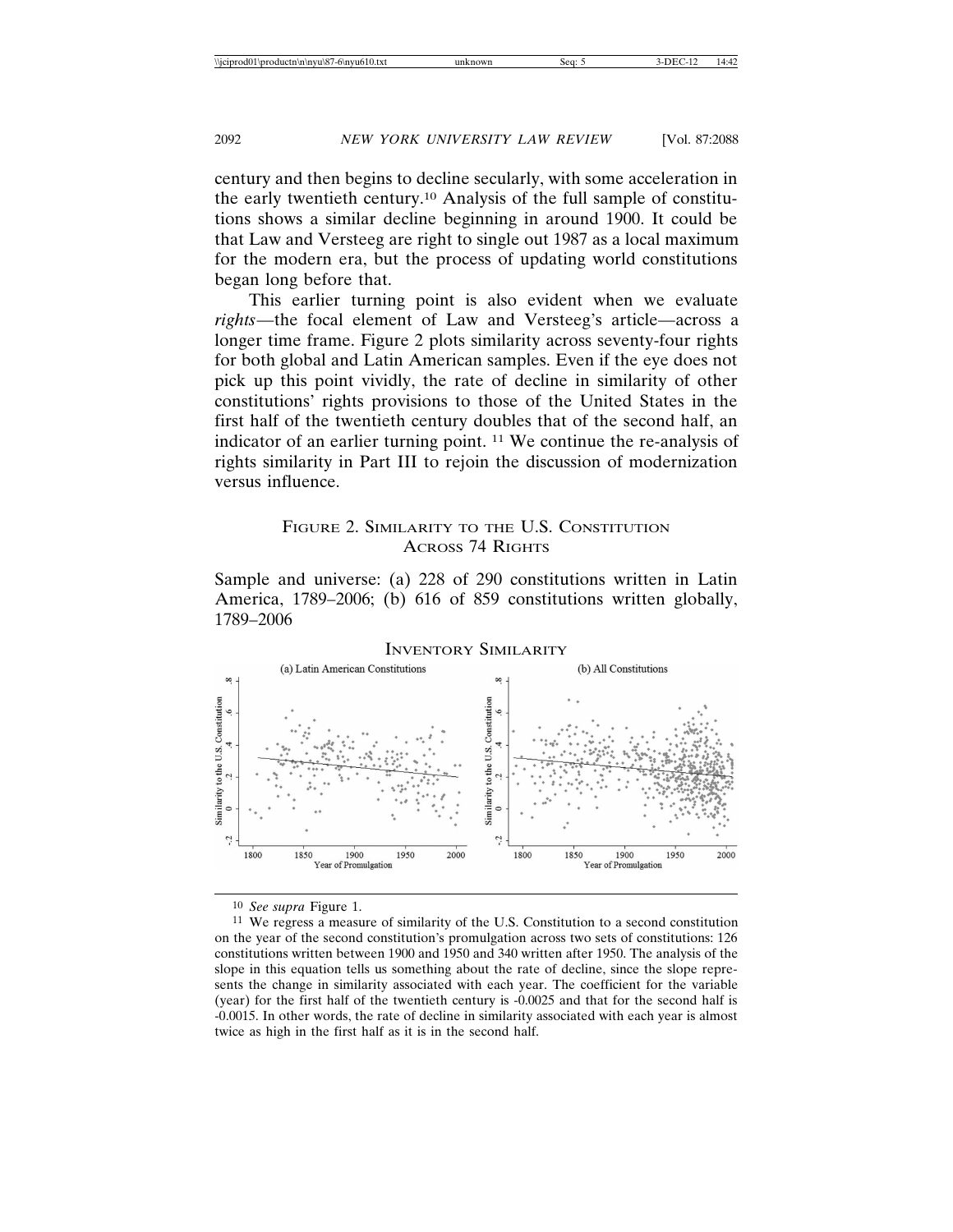century and then begins to decline secularly, with some acceleration in the early twentieth century.[10] Analysis of the full sample of constitutions shows a similar decline beginning in around 1900. It could be that Law and Versteeg are right to single out 1987 as a local maximum for the modern era, but the process of updating world constitutions began long before that.

This earlier turning point is also evident when we evaluate *rights*—the focal element of Law and Versteeg's article—across a longer time frame. Figure 2 plots similarity across seventy-four rights for both global and Latin American samples. Even if the eye does not pick up this point vividly, the rate of decline in similarity of other constitutions' rights provisions to those of the United States in the first half of the twentieth century doubles that of the second half, an indicator of an earlier turning point. [11] We continue the re-analysis of rights similarity in Part III to rejoin the discussion of modernization versus influence.

### FIGURE 2. SIMILARITY TO THE U.S. CONSTITUTION ACROSS 74 RIGHTS

Sample and universe: (a) 228 of 290 constitutions written in Latin America, 1789–2006; (b) 616 of 859 constitutions written globally, 1789–2006

INVENTORY SIMILARITY

(a) Latin American Constitutions | (b) All Constitutions

---

[10] *See supra* Figure 1.

[11] We regress a measure of similarity of the U.S. Constitution to a second constitution on the year of the second constitution's promulgation across two sets of constitutions: 126 constitutions written between 1900 and 1950 and 340 written after 1950. The analysis of the slope in this equation tells us something about the rate of decline, since the slope represents the change in similarity associated with each year. The coefficient for the variable (year) for the first half of the twentieth century is -0.0025 and that for the second half is -0.0015. In other words, the rate of decline in similarity associated with each year is almost twice as high in the first half as it is in the second half.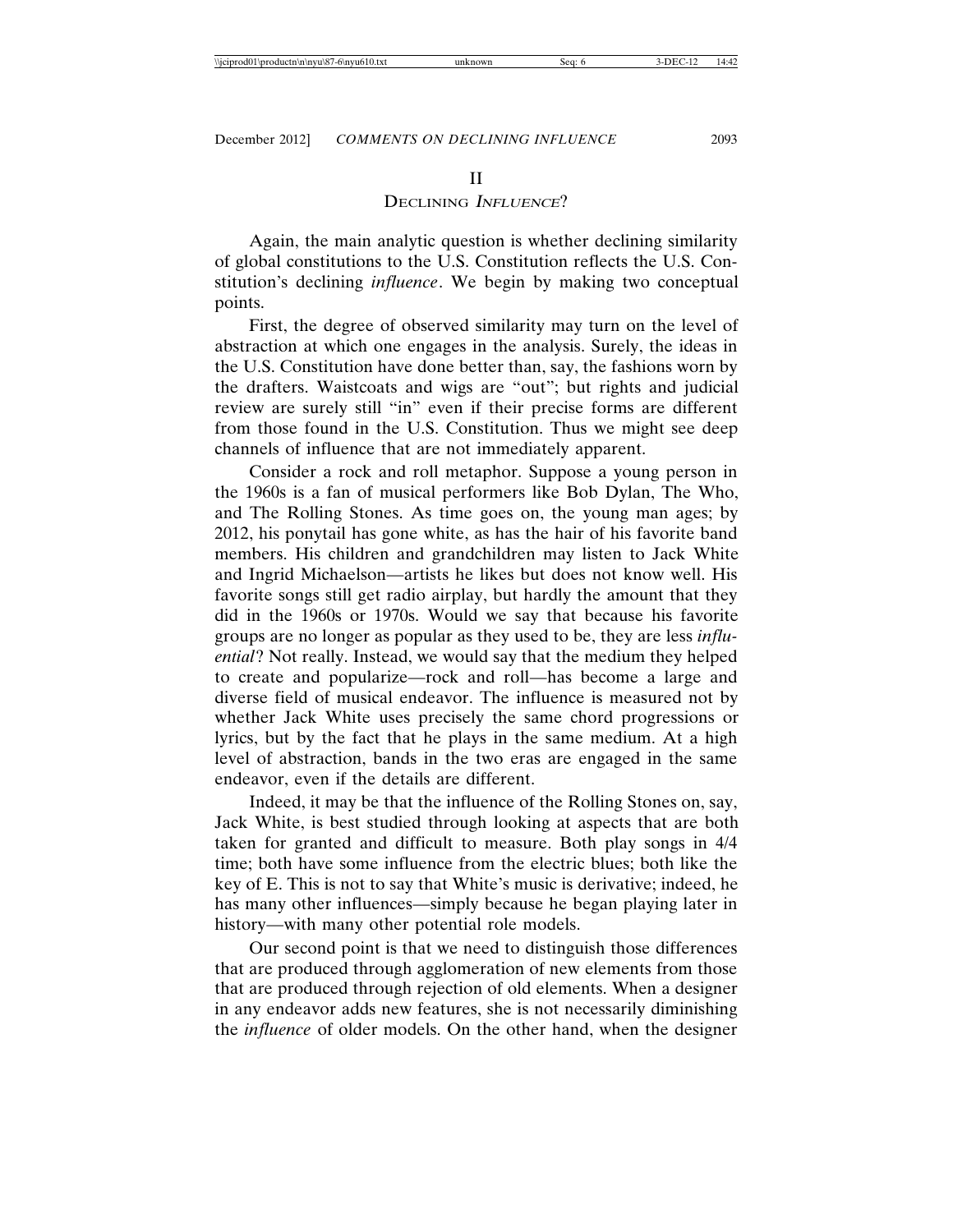## II
## DECLINING *INFLUENCE*?

Again, the main analytic question is whether declining similarity of global constitutions to the U.S. Constitution reflects the U.S. Constitution's declining *influence*. We begin by making two conceptual points.

First, the degree of observed similarity may turn on the level of abstraction at which one engages in the analysis. Surely, the ideas in the U.S. Constitution have done better than, say, the fashions worn by the drafters. Waistcoats and wigs are "out"; but rights and judicial review are surely still "in" even if their precise forms are different from those found in the U.S. Constitution. Thus we might see deep channels of influence that are not immediately apparent.

Consider a rock and roll metaphor. Suppose a young person in the 1960s is a fan of musical performers like Bob Dylan, The Who, and The Rolling Stones. As time goes on, the young man ages; by 2012, his ponytail has gone white, as has the hair of his favorite band members. His children and grandchildren may listen to Jack White and Ingrid Michaelson—artists he likes but does not know well. His favorite songs still get radio airplay, but hardly the amount that they did in the 1960s or 1970s. Would we say that because his favorite groups are no longer as popular as they used to be, they are less *influential*? Not really. Instead, we would say that the medium they helped to create and popularize—rock and roll—has become a large and diverse field of musical endeavor. The influence is measured not by whether Jack White uses precisely the same chord progressions or lyrics, but by the fact that he plays in the same medium. At a high level of abstraction, bands in the two eras are engaged in the same endeavor, even if the details are different.

Indeed, it may be that the influence of the Rolling Stones on, say, Jack White, is best studied through looking at aspects that are both taken for granted and difficult to measure. Both play songs in 4/4 time; both have some influence from the electric blues; both like the key of E. This is not to say that White's music is derivative; indeed, he has many other influences—simply because he began playing later in history—with many other potential role models.

Our second point is that we need to distinguish those differences that are produced through agglomeration of new elements from those that are produced through rejection of old elements. When a designer in any endeavor adds new features, she is not necessarily diminishing the *influence* of older models. On the other hand, when the designer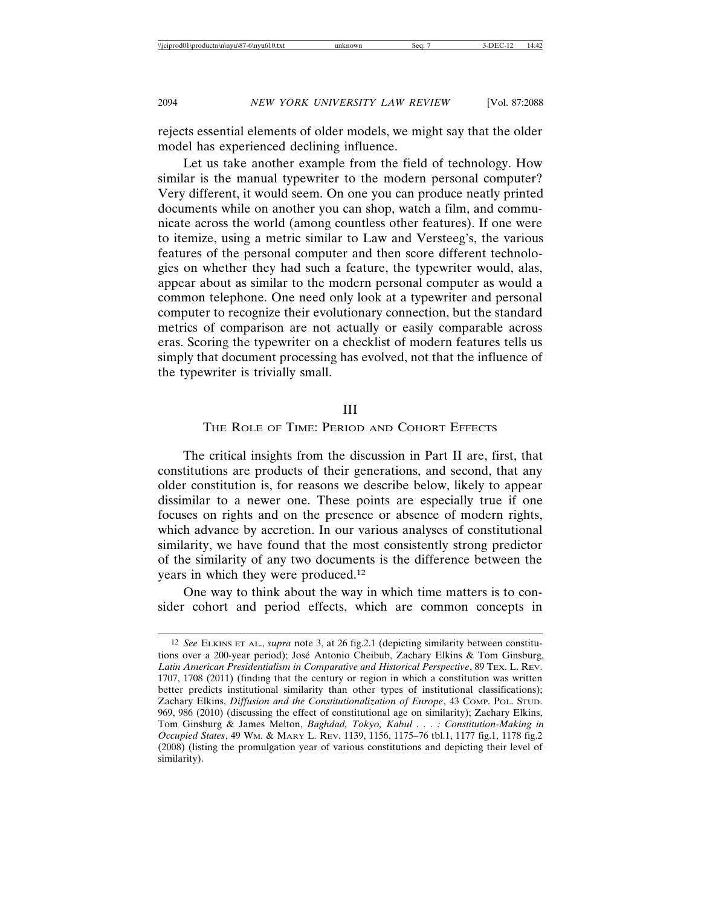rejects essential elements of older models, we might say that the older model has experienced declining influence.

Let us take another example from the field of technology. How similar is the manual typewriter to the modern personal computer? Very different, it would seem. On one you can produce neatly printed documents while on another you can shop, watch a film, and communicate across the world (among countless other features). If one were to itemize, using a metric similar to Law and Versteeg's, the various features of the personal computer and then score different technologies on whether they had such a feature, the typewriter would, alas, appear about as similar to the modern personal computer as would a common telephone. One need only look at a typewriter and personal computer to recognize their evolutionary connection, but the standard metrics of comparison are not actually or easily comparable across eras. Scoring the typewriter on a checklist of modern features tells us simply that document processing has evolved, not that the influence of the typewriter is trivially small.

## III
## The Role of Time: Period and Cohort Effects

The critical insights from the discussion in Part II are, first, that constitutions are products of their generations, and second, that any older constitution is, for reasons we describe below, likely to appear dissimilar to a newer one. These points are especially true if one focuses on rights and on the presence or absence of modern rights, which advance by accretion. In our various analyses of constitutional similarity, we have found that the most consistently strong predictor of the similarity of any two documents is the difference between the years in which they were produced.[12]

One way to think about the way in which time matters is to consider cohort and period effects, which are common concepts in

---

[12] *See* Elkins et al., *supra* note 3, at 26 fig.2.1 (depicting similarity between constitutions over a 200-year period); José Antonio Cheibub, Zachary Elkins & Tom Ginsburg, *Latin American Presidentialism in Comparative and Historical Perspective*, 89 Tex. L. Rev. 1707, 1708 (2011) (finding that the century or region in which a constitution was written better predicts institutional similarity than other types of institutional classifications); Zachary Elkins, *Diffusion and the Constitutionalization of Europe*, 43 Comp. Pol. Stud. 969, 986 (2010) (discussing the effect of constitutional age on similarity); Zachary Elkins, Tom Ginsburg & James Melton, *Baghdad, Tokyo, Kabul . . . : Constitution-Making in Occupied States*, 49 Wm. & Mary L. Rev. 1139, 1156, 1175–76 tbl.1, 1177 fig.1, 1178 fig.2 (2008) (listing the promulgation year of various constitutions and depicting their level of similarity).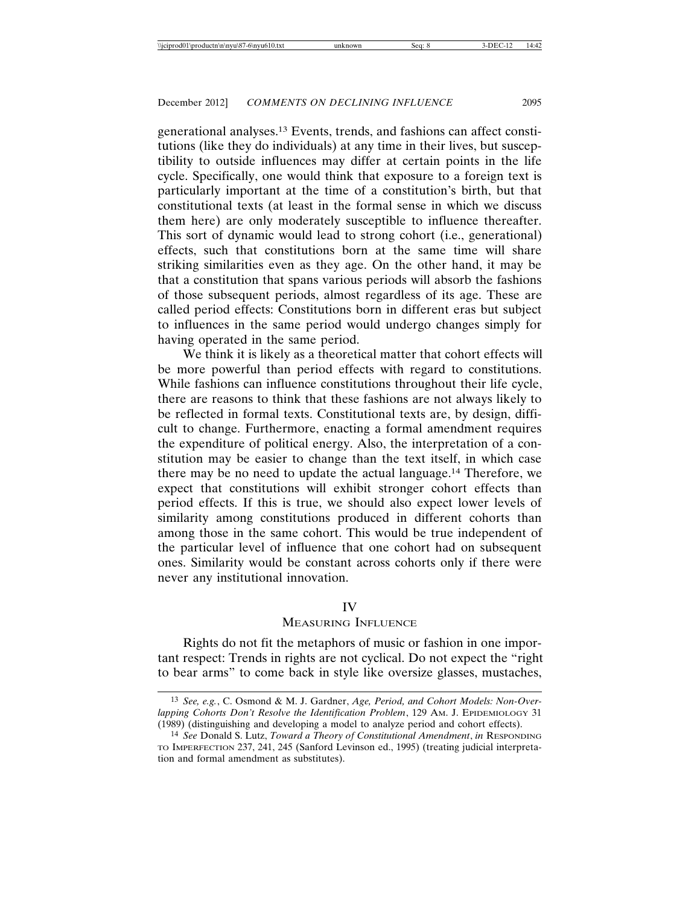generational analyses.[13] Events, trends, and fashions can affect constitutions (like they do individuals) at any time in their lives, but susceptibility to outside influences may differ at certain points in the life cycle. Specifically, one would think that exposure to a foreign text is particularly important at the time of a constitution's birth, but that constitutional texts (at least in the formal sense in which we discuss them here) are only moderately susceptible to influence thereafter. This sort of dynamic would lead to strong cohort (i.e., generational) effects, such that constitutions born at the same time will share striking similarities even as they age. On the other hand, it may be that a constitution that spans various periods will absorb the fashions of those subsequent periods, almost regardless of its age. These are called period effects: Constitutions born in different eras but subject to influences in the same period would undergo changes simply for having operated in the same period.

We think it is likely as a theoretical matter that cohort effects will be more powerful than period effects with regard to constitutions. While fashions can influence constitutions throughout their life cycle, there are reasons to think that these fashions are not always likely to be reflected in formal texts. Constitutional texts are, by design, difficult to change. Furthermore, enacting a formal amendment requires the expenditure of political energy. Also, the interpretation of a constitution may be easier to change than the text itself, in which case there may be no need to update the actual language.[14] Therefore, we expect that constitutions will exhibit stronger cohort effects than period effects. If this is true, we should also expect lower levels of similarity among constitutions produced in different cohorts than among those in the same cohort. This would be true independent of the particular level of influence that one cohort had on subsequent ones. Similarity would be constant across cohorts only if there were never any institutional innovation.

## IV
## Measuring Influence

Rights do not fit the metaphors of music or fashion in one important respect: Trends in rights are not cyclical. Do not expect the "right to bear arms" to come back in style like oversize glasses, mustaches,

---

[13] *See, e.g.*, C. Osmond & M. J. Gardner, *Age, Period, and Cohort Models: Non-Overlapping Cohorts Don't Resolve the Identification Problem*, 129 Am. J. Epidemiology 31 (1989) (distinguishing and developing a model to analyze period and cohort effects).

[14] *See* Donald S. Lutz, *Toward a Theory of Constitutional Amendment*, *in* Responding to Imperfection 237, 241, 245 (Sanford Levinson ed., 1995) (treating judicial interpretation and formal amendment as substitutes).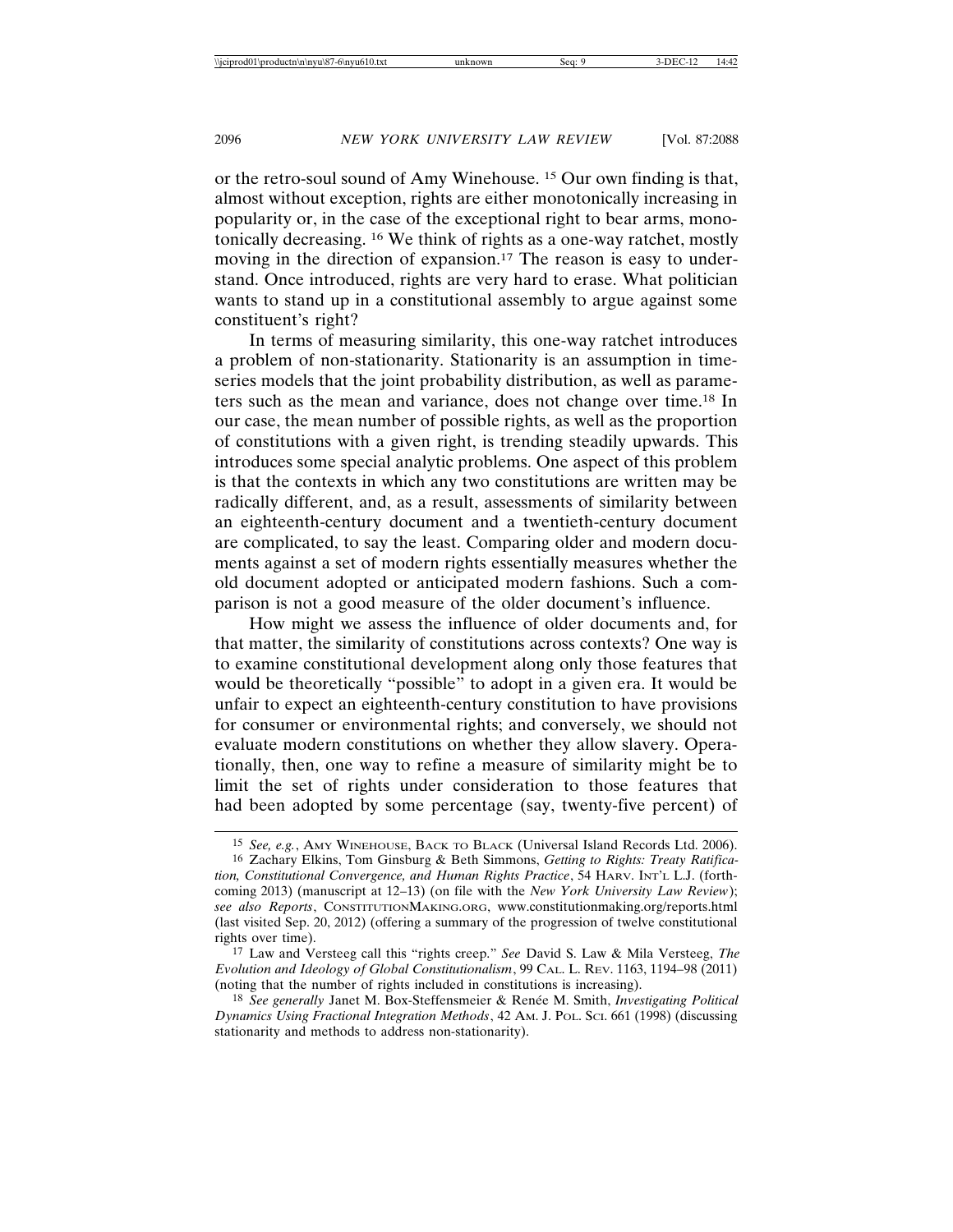or the retro-soul sound of Amy Winehouse. [15] Our own finding is that, almost without exception, rights are either monotonically increasing in popularity or, in the case of the exceptional right to bear arms, monotonically decreasing. [16] We think of rights as a one-way ratchet, mostly moving in the direction of expansion.[17] The reason is easy to understand. Once introduced, rights are very hard to erase. What politician wants to stand up in a constitutional assembly to argue against some constituent's right?

In terms of measuring similarity, this one-way ratchet introduces a problem of non-stationarity. Stationarity is an assumption in time-series models that the joint probability distribution, as well as parameters such as the mean and variance, does not change over time.[18] In our case, the mean number of possible rights, as well as the proportion of constitutions with a given right, is trending steadily upwards. This introduces some special analytic problems. One aspect of this problem is that the contexts in which any two constitutions are written may be radically different, and, as a result, assessments of similarity between an eighteenth-century document and a twentieth-century document are complicated, to say the least. Comparing older and modern documents against a set of modern rights essentially measures whether the old document adopted or anticipated modern fashions. Such a comparison is not a good measure of the older document's influence.

How might we assess the influence of older documents and, for that matter, the similarity of constitutions across contexts? One way is to examine constitutional development along only those features that would be theoretically "possible" to adopt in a given era. It would be unfair to expect an eighteenth-century constitution to have provisions for consumer or environmental rights; and conversely, we should not evaluate modern constitutions on whether they allow slavery. Operationally, then, one way to refine a measure of similarity might be to limit the set of rights under consideration to those features that had been adopted by some percentage (say, twenty-five percent) of

---

[15] *See, e.g.*, AMY WINEHOUSE, BACK TO BLACK (Universal Island Records Ltd. 2006).

[16] Zachary Elkins, Tom Ginsburg & Beth Simmons, *Getting to Rights: Treaty Ratification, Constitutional Convergence, and Human Rights Practice*, 54 HARV. INT'L L.J. (forthcoming 2013) (manuscript at 12–13) (on file with the *New York University Law Review*); *see also Reports*, CONSTITUTIONMAKING.ORG, www.constitutionmaking.org/reports.html (last visited Sep. 20, 2012) (offering a summary of the progression of twelve constitutional rights over time).

[17] Law and Versteeg call this "rights creep." *See* David S. Law & Mila Versteeg, *The Evolution and Ideology of Global Constitutionalism*, 99 CAL. L. REV. 1163, 1194–98 (2011) (noting that the number of rights included in constitutions is increasing).

[18] *See generally* Janet M. Box-Steffensmeier & Renée M. Smith, *Investigating Political Dynamics Using Fractional Integration Methods*, 42 AM. J. POL. SCI. 661 (1998) (discussing stationarity and methods to address non-stationarity).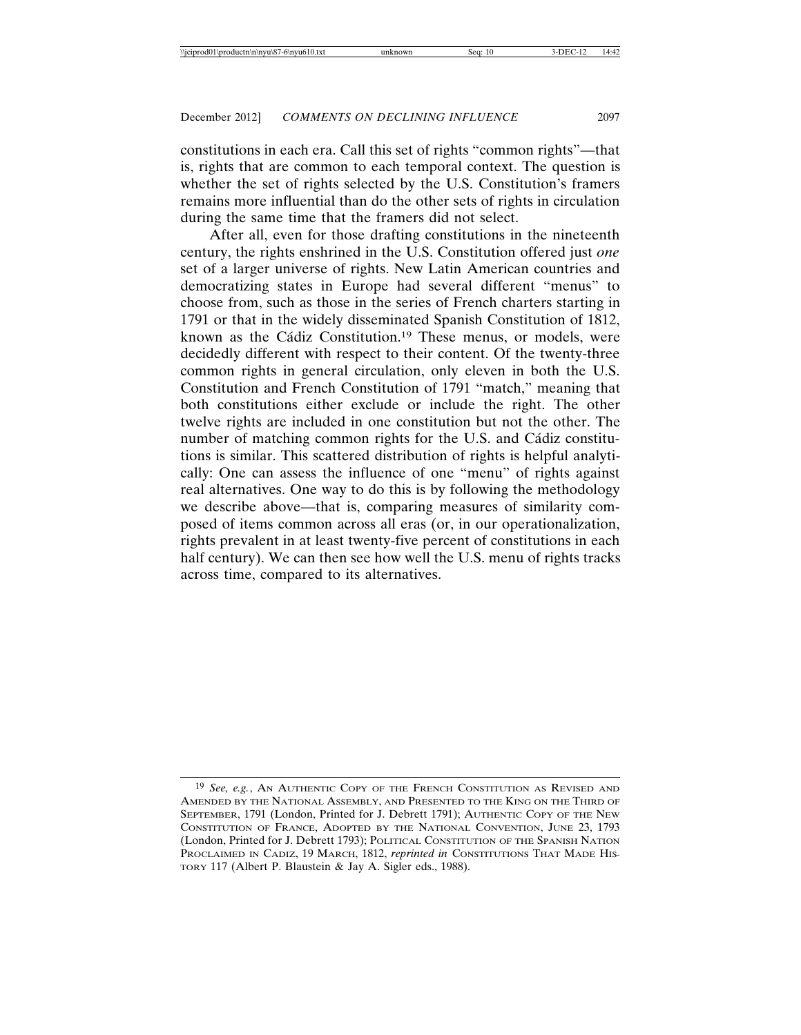constitutions in each era. Call this set of rights "common rights"—that is, rights that are common to each temporal context. The question is whether the set of rights selected by the U.S. Constitution's framers remains more influential than do the other sets of rights in circulation during the same time that the framers did not select.

After all, even for those drafting constitutions in the nineteenth century, the rights enshrined in the U.S. Constitution offered just *one* set of a larger universe of rights. New Latin American countries and democratizing states in Europe had several different "menus" to choose from, such as those in the series of French charters starting in 1791 or that in the widely disseminated Spanish Constitution of 1812, known as the Cádiz Constitution.[19] These menus, or models, were decidedly different with respect to their content. Of the twenty-three common rights in general circulation, only eleven in both the U.S. Constitution and French Constitution of 1791 "match," meaning that both constitutions either exclude or include the right. The other twelve rights are included in one constitution but not the other. The number of matching common rights for the U.S. and Cádiz constitutions is similar. This scattered distribution of rights is helpful analytically: One can assess the influence of one "menu" of rights against real alternatives. One way to do this is by following the methodology we describe above—that is, comparing measures of similarity composed of items common across all eras (or, in our operationalization, rights prevalent in at least twenty-five percent of constitutions in each half century). We can then see how well the U.S. menu of rights tracks across time, compared to its alternatives.

---

[19] *See, e.g.*, An Authentic Copy of the French Constitution as Revised and Amended by the National Assembly, and Presented to the King on the Third of September, 1791 (London, Printed for J. Debrett 1791); Authentic Copy of the New Constitution of France, Adopted by the National Convention, June 23, 1793 (London, Printed for J. Debrett 1793); Political Constitution of the Spanish Nation Proclaimed in Cadiz, 19 March, 1812, *reprinted in* Constitutions That Made History 117 (Albert P. Blaustein & Jay A. Sigler eds., 1988).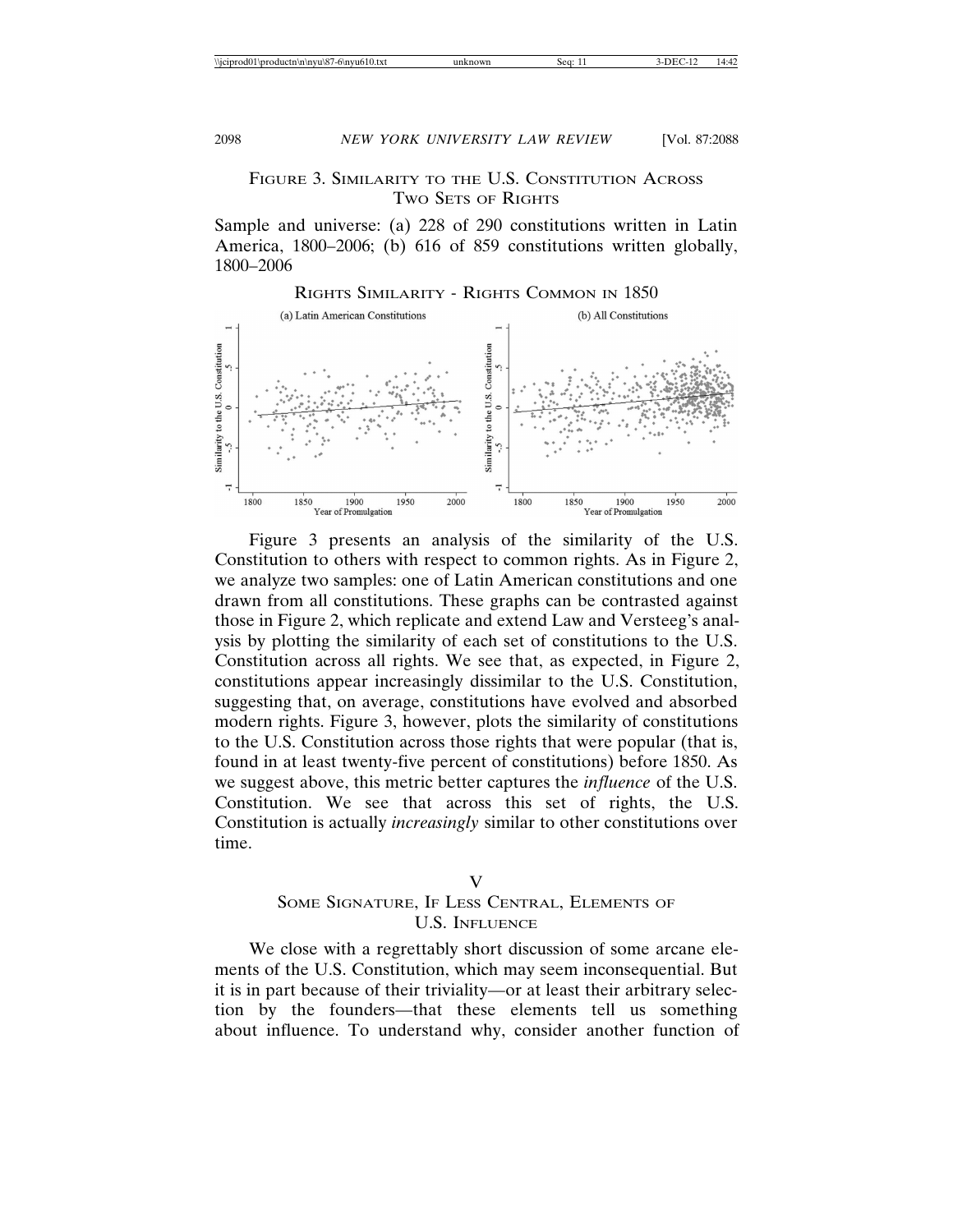FIGURE 3. SIMILARITY TO THE U.S. CONSTITUTION ACROSS TWO SETS OF RIGHTS

Sample and universe: (a) 228 of 290 constitutions written in Latin America, 1800–2006; (b) 616 of 859 constitutions written globally, 1800–2006

RIGHTS SIMILARITY - RIGHTS COMMON IN 1850

Figure 3 presents an analysis of the similarity of the U.S. Constitution to others with respect to common rights. As in Figure 2, we analyze two samples: one of Latin American constitutions and one drawn from all constitutions. These graphs can be contrasted against those in Figure 2, which replicate and extend Law and Versteeg's analysis by plotting the similarity of each set of constitutions to the U.S. Constitution across all rights. We see that, as expected, in Figure 2, constitutions appear increasingly dissimilar to the U.S. Constitution, suggesting that, on average, constitutions have evolved and absorbed modern rights. Figure 3, however, plots the similarity of constitutions to the U.S. Constitution across those rights that were popular (that is, found in at least twenty-five percent of constitutions) before 1850. As we suggest above, this metric better captures the *influence* of the U.S. Constitution. We see that across this set of rights, the U.S. Constitution is actually *increasingly* similar to other constitutions over time.

## V
## SOME SIGNATURE, IF LESS CENTRAL, ELEMENTS OF U.S. INFLUENCE

We close with a regrettably short discussion of some arcane elements of the U.S. Constitution, which may seem inconsequential. But it is in part because of their triviality—or at least their arbitrary selection by the founders—that these elements tell us something about influence. To understand why, consider another function of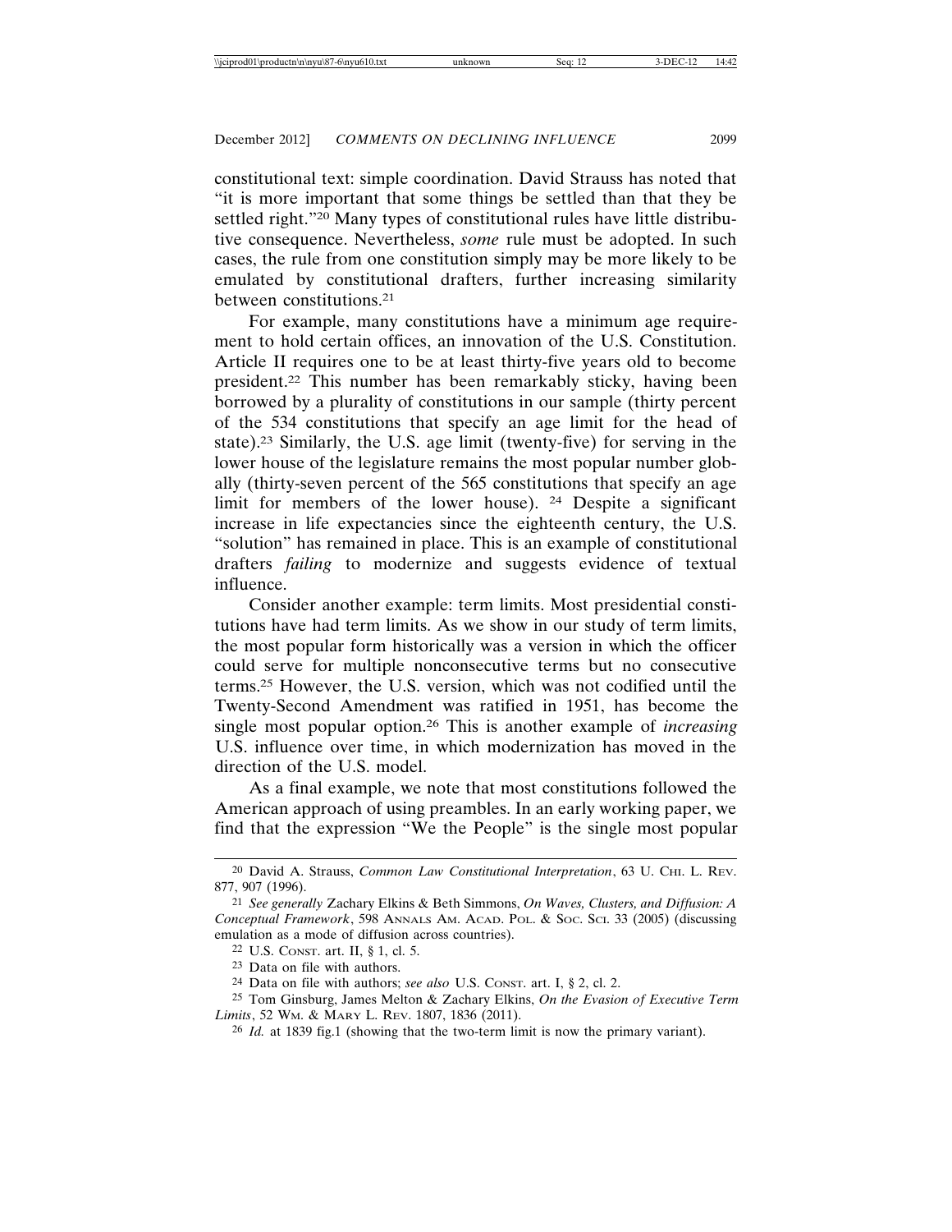constitutional text: simple coordination. David Strauss has noted that "it is more important that some things be settled than that they be settled right."[20] Many types of constitutional rules have little distributive consequence. Nevertheless, *some* rule must be adopted. In such cases, the rule from one constitution simply may be more likely to be emulated by constitutional drafters, further increasing similarity between constitutions.[21]

For example, many constitutions have a minimum age requirement to hold certain offices, an innovation of the U.S. Constitution. Article II requires one to be at least thirty-five years old to become president.[22] This number has been remarkably sticky, having been borrowed by a plurality of constitutions in our sample (thirty percent of the 534 constitutions that specify an age limit for the head of state).[23] Similarly, the U.S. age limit (twenty-five) for serving in the lower house of the legislature remains the most popular number globally (thirty-seven percent of the 565 constitutions that specify an age limit for members of the lower house).[24] Despite a significant increase in life expectancies since the eighteenth century, the U.S. "solution" has remained in place. This is an example of constitutional drafters *failing* to modernize and suggests evidence of textual influence.

Consider another example: term limits. Most presidential constitutions have had term limits. As we show in our study of term limits, the most popular form historically was a version in which the officer could serve for multiple nonconsecutive terms but no consecutive terms.[25] However, the U.S. version, which was not codified until the Twenty-Second Amendment was ratified in 1951, has become the single most popular option.[26] This is another example of *increasing* U.S. influence over time, in which modernization has moved in the direction of the U.S. model.

As a final example, we note that most constitutions followed the American approach of using preambles. In an early working paper, we find that the expression "We the People" is the single most popular

---

[20] David A. Strauss, *Common Law Constitutional Interpretation*, 63 U. CHI. L. REV. 877, 907 (1996).

[21] *See generally* Zachary Elkins & Beth Simmons, *On Waves, Clusters, and Diffusion: A Conceptual Framework*, 598 ANNALS AM. ACAD. POL. & SOC. SCI. 33 (2005) (discussing emulation as a mode of diffusion across countries).

[22] U.S. CONST. art. II, § 1, cl. 5.

[23] Data on file with authors.

[24] Data on file with authors; *see also* U.S. CONST. art. I, § 2, cl. 2.

[25] Tom Ginsburg, James Melton & Zachary Elkins, *On the Evasion of Executive Term Limits*, 52 WM. & MARY L. REV. 1807, 1836 (2011).

[26] *Id.* at 1839 fig.1 (showing that the two-term limit is now the primary variant).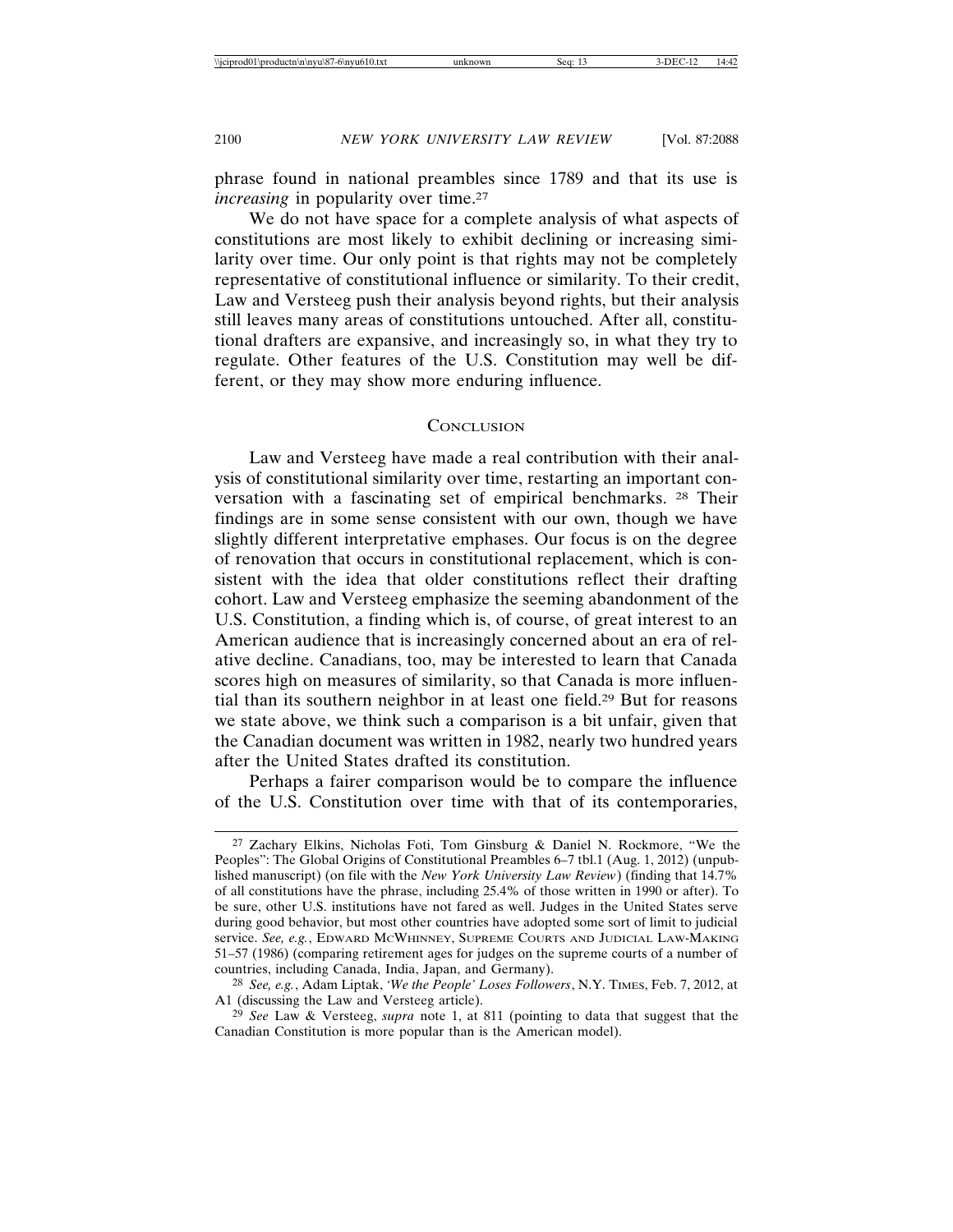phrase found in national preambles since 1789 and that its use is *increasing* in popularity over time.[27]

We do not have space for a complete analysis of what aspects of constitutions are most likely to exhibit declining or increasing similarity over time. Our only point is that rights may not be completely representative of constitutional influence or similarity. To their credit, Law and Versteeg push their analysis beyond rights, but their analysis still leaves many areas of constitutions untouched. After all, constitutional drafters are expansive, and increasingly so, in what they try to regulate. Other features of the U.S. Constitution may well be different, or they may show more enduring influence.

## Conclusion

Law and Versteeg have made a real contribution with their analysis of constitutional similarity over time, restarting an important conversation with a fascinating set of empirical benchmarks.[28] Their findings are in some sense consistent with our own, though we have slightly different interpretative emphases. Our focus is on the degree of renovation that occurs in constitutional replacement, which is consistent with the idea that older constitutions reflect their drafting cohort. Law and Versteeg emphasize the seeming abandonment of the U.S. Constitution, a finding which is, of course, of great interest to an American audience that is increasingly concerned about an era of relative decline. Canadians, too, may be interested to learn that Canada scores high on measures of similarity, so that Canada is more influential than its southern neighbor in at least one field.[29] But for reasons we state above, we think such a comparison is a bit unfair, given that the Canadian document was written in 1982, nearly two hundred years after the United States drafted its constitution.

Perhaps a fairer comparison would be to compare the influence of the U.S. Constitution over time with that of its contemporaries,

---

[27] Zachary Elkins, Nicholas Foti, Tom Ginsburg & Daniel N. Rockmore, "We the Peoples": The Global Origins of Constitutional Preambles 6–7 tbl.1 (Aug. 1, 2012) (unpublished manuscript) (on file with the *New York University Law Review*) (finding that 14.7% of all constitutions have the phrase, including 25.4% of those written in 1990 or after). To be sure, other U.S. institutions have not fared as well. Judges in the United States serve during good behavior, but most other countries have adopted some sort of limit to judicial service. *See, e.g.*, Edward McWhinney, Supreme Courts and Judicial Law-Making 51–57 (1986) (comparing retirement ages for judges on the supreme courts of a number of countries, including Canada, India, Japan, and Germany).

[28] *See, e.g.*, Adam Liptak, *'We the People' Loses Followers*, N.Y. Times, Feb. 7, 2012, at A1 (discussing the Law and Versteeg article).

[29] *See* Law & Versteeg, *supra* note 1, at 811 (pointing to data that suggest that the Canadian Constitution is more popular than is the American model).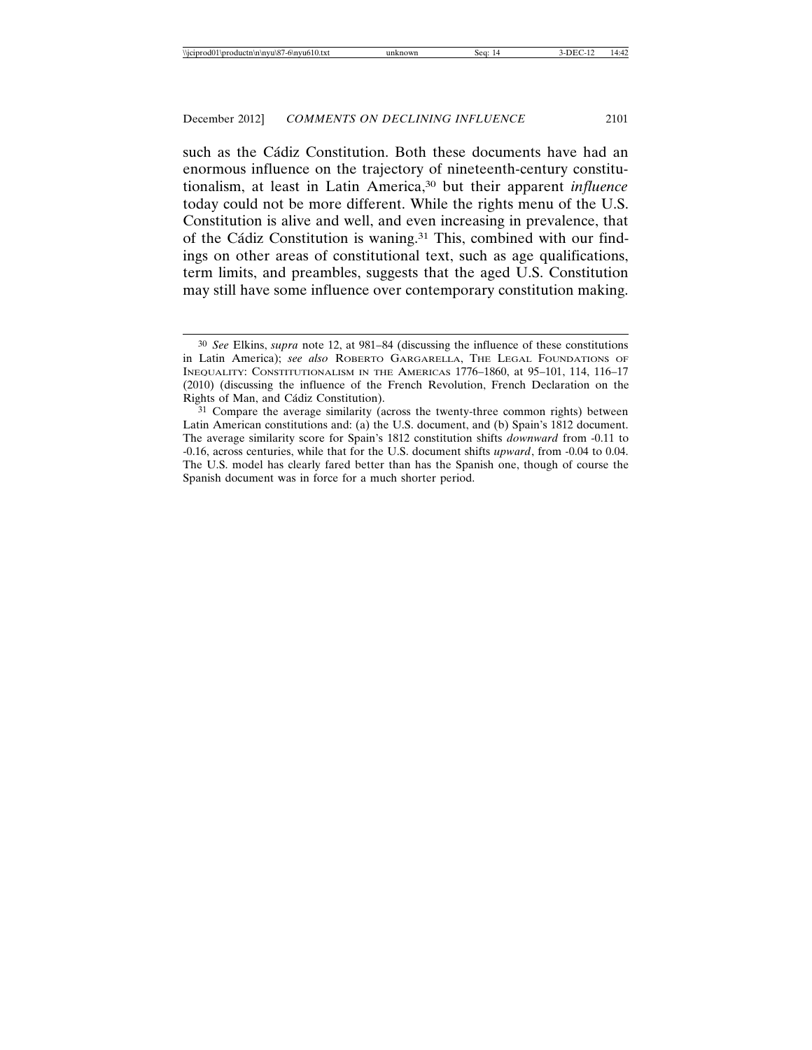such as the Cádiz Constitution. Both these documents have had an enormous influence on the trajectory of nineteenth-century constitutionalism, at least in Latin America,[30] but their apparent *influence* today could not be more different. While the rights menu of the U.S. Constitution is alive and well, and even increasing in prevalence, that of the Cádiz Constitution is waning.[31] This, combined with our findings on other areas of constitutional text, such as age qualifications, term limits, and preambles, suggests that the aged U.S. Constitution may still have some influence over contemporary constitution making.

---

[30] *See* Elkins, *supra* note 12, at 981–84 (discussing the influence of these constitutions in Latin America); *see also* ROBERTO GARGARELLA, THE LEGAL FOUNDATIONS OF INEQUALITY: CONSTITUTIONALISM IN THE AMERICAS 1776–1860, at 95–101, 114, 116–17 (2010) (discussing the influence of the French Revolution, French Declaration on the Rights of Man, and Cádiz Constitution).

[31] Compare the average similarity (across the twenty-three common rights) between Latin American constitutions and: (a) the U.S. document, and (b) Spain's 1812 document. The average similarity score for Spain's 1812 constitution shifts *downward* from -0.11 to -0.16, across centuries, while that for the U.S. document shifts *upward*, from -0.04 to 0.04. The U.S. model has clearly fared better than has the Spanish one, though of course the Spanish document was in force for a much shorter period.